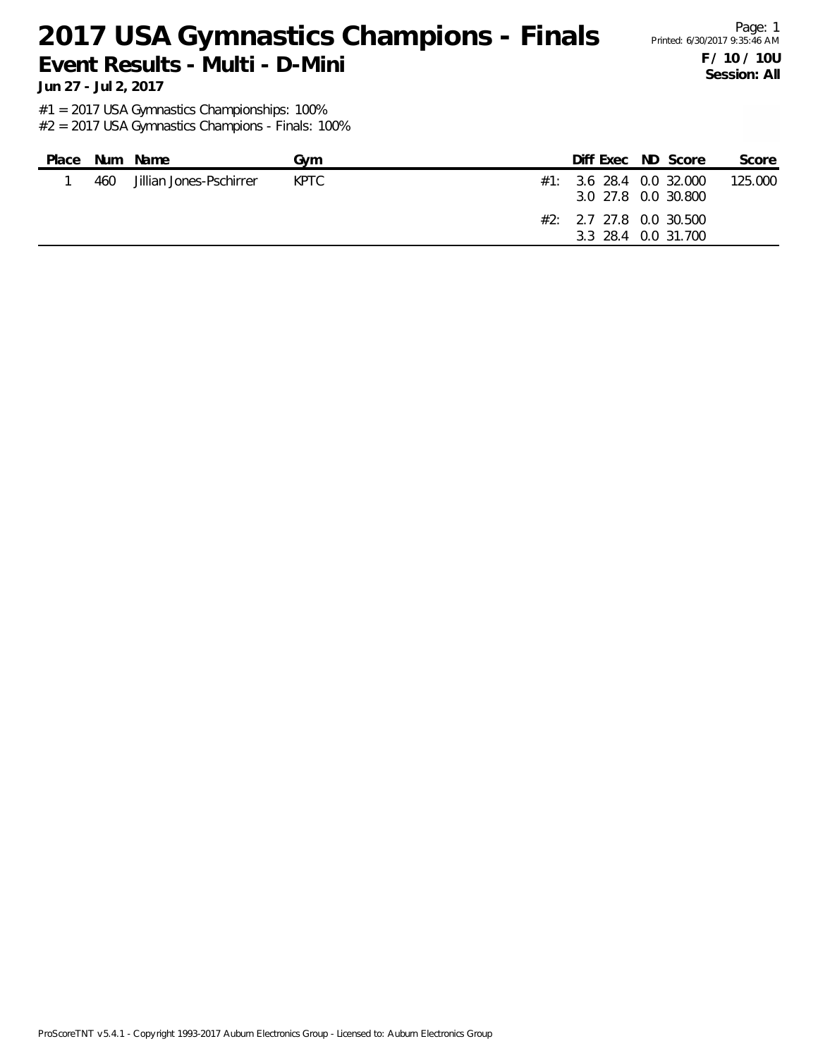# 2017 USA Gymnastics Champions - Finals

## Event Results - Multi - D-Mini

**Jun 27 - Jul 2, 2017**

Page: 1
Printed: 6/30/2017 9:35:46 AM

**F / 10 / 10U**
**Session: All**

#1 = 2017 USA Gymnastics Championships: 100%
#2 = 2017 USA Gymnastics Champions - Finals: 100%

| Place | Num | Name | Gym | | Diff | Exec | ND | Score | Score |
|---|---|---|---|---|---|---|---|---|---|
| 1 | 460 | Jillian Jones-Pschirrer | KPTC | #1: | 3.6 | 28.4 | 0.0 | 32.000 | 125.000 |
| | | | | | 3.0 | 27.8 | 0.0 | 30.800 | |
| | | | | #2: | 2.7 | 27.8 | 0.0 | 30.500 | |
| | | | | | 3.3 | 28.4 | 0.0 | 31.700 | |

ProScoreTNT v5.4.1 - Copyright 1993-2017 Auburn Electronics Group - Licensed to: Auburn Electronics Group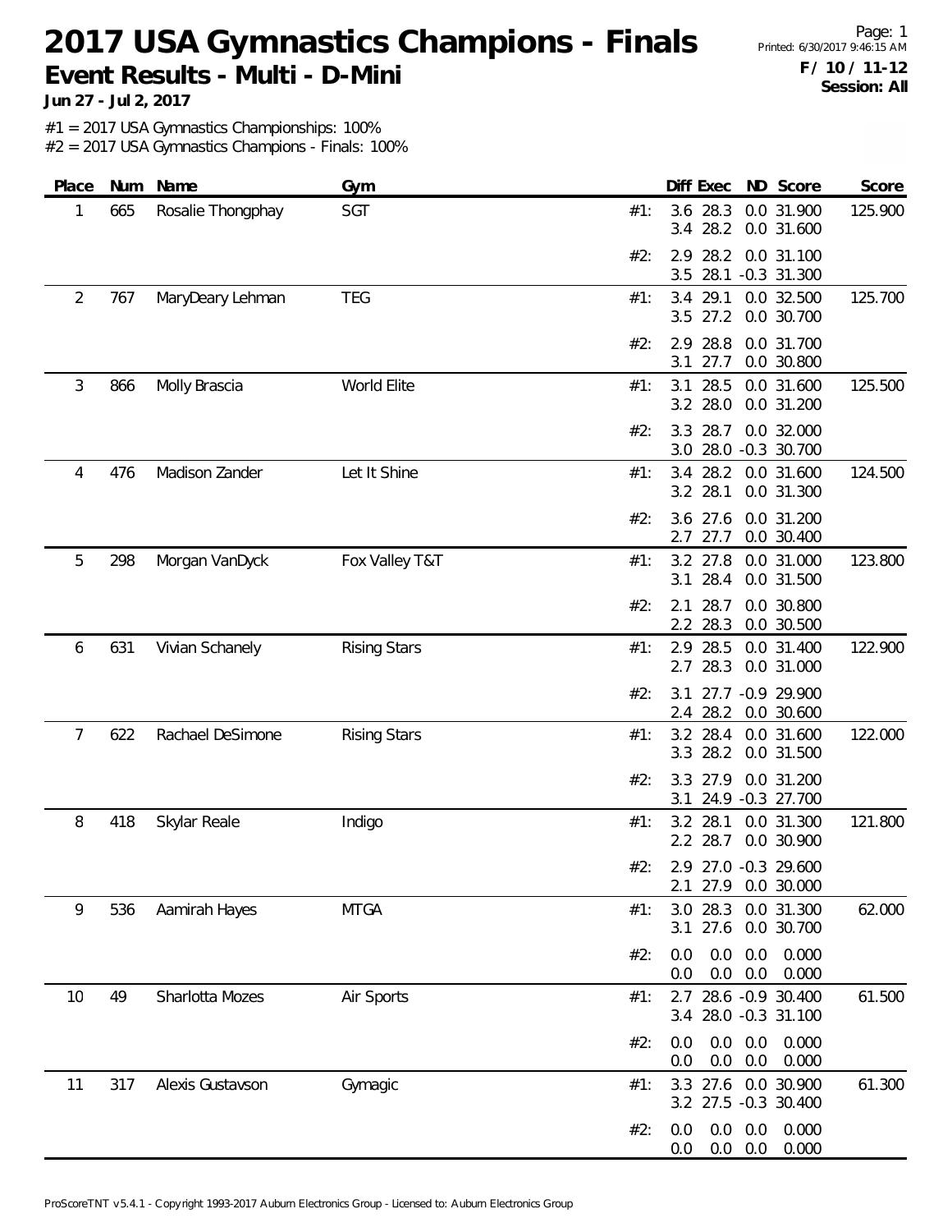# 2017 USA Gymnastics Champions - Finals

**Event Results - Multi - D-Mini**

**Jun 27 - Jul 2, 2017**

**F / 10 / 11-12**
**Session: All**

#1 = 2017 USA Gymnastics Championships: 100%
#2 = 2017 USA Gymnastics Champions - Finals: 100%

| Place | Num | Name | Gym | | Diff | Exec | ND | Score | Score |
|---|---|---|---|---|---|---|---|---|---|
| 1 | 665 | Rosalie Thongphay | SGT | #1: | 3.6 | 28.3 | 0.0 | 31.900 | 125.900 |
| | | | | | 3.4 | 28.2 | 0.0 | 31.600 | |
| | | | | #2: | 2.9 | 28.2 | 0.0 | 31.100 | |
| | | | | | 3.5 | 28.1 | -0.3 | 31.300 | |
| 2 | 767 | MaryDeary Lehman | TEG | #1: | 3.4 | 29.1 | 0.0 | 32.500 | 125.700 |
| | | | | | 3.5 | 27.2 | 0.0 | 30.700 | |
| | | | | #2: | 2.9 | 28.8 | 0.0 | 31.700 | |
| | | | | | 3.1 | 27.7 | 0.0 | 30.800 | |
| 3 | 866 | Molly Brascia | World Elite | #1: | 3.1 | 28.5 | 0.0 | 31.600 | 125.500 |
| | | | | | 3.2 | 28.0 | 0.0 | 31.200 | |
| | | | | #2: | 3.3 | 28.7 | 0.0 | 32.000 | |
| | | | | | 3.0 | 28.0 | -0.3 | 30.700 | |
| 4 | 476 | Madison Zander | Let It Shine | #1: | 3.4 | 28.2 | 0.0 | 31.600 | 124.500 |
| | | | | | 3.2 | 28.1 | 0.0 | 31.300 | |
| | | | | #2: | 3.6 | 27.6 | 0.0 | 31.200 | |
| | | | | | 2.7 | 27.7 | 0.0 | 30.400 | |
| 5 | 298 | Morgan VanDyck | Fox Valley T&T | #1: | 3.2 | 27.8 | 0.0 | 31.000 | 123.800 |
| | | | | | 3.1 | 28.4 | 0.0 | 31.500 | |
| | | | | #2: | 2.1 | 28.7 | 0.0 | 30.800 | |
| | | | | | 2.2 | 28.3 | 0.0 | 30.500 | |
| 6 | 631 | Vivian Schanely | Rising Stars | #1: | 2.9 | 28.5 | 0.0 | 31.400 | 122.900 |
| | | | | | 2.7 | 28.3 | 0.0 | 31.000 | |
| | | | | #2: | 3.1 | 27.7 | -0.9 | 29.900 | |
| | | | | | 2.4 | 28.2 | 0.0 | 30.600 | |
| 7 | 622 | Rachael DeSimone | Rising Stars | #1: | 3.2 | 28.4 | 0.0 | 31.600 | 122.000 |
| | | | | | 3.3 | 28.2 | 0.0 | 31.500 | |
| | | | | #2: | 3.3 | 27.9 | 0.0 | 31.200 | |
| | | | | | 3.1 | 24.9 | -0.3 | 27.700 | |
| 8 | 418 | Skylar Reale | Indigo | #1: | 3.2 | 28.1 | 0.0 | 31.300 | 121.800 |
| | | | | | 2.2 | 28.7 | 0.0 | 30.900 | |
| | | | | #2: | 2.9 | 27.0 | -0.3 | 29.600 | |
| | | | | | 2.1 | 27.9 | 0.0 | 30.000 | |
| 9 | 536 | Aamirah Hayes | MTGA | #1: | 3.0 | 28.3 | 0.0 | 31.300 | 62.000 |
| | | | | | 3.1 | 27.6 | 0.0 | 30.700 | |
| | | | | #2: | 0.0 | 0.0 | 0.0 | 0.000 | |
| | | | | | 0.0 | 0.0 | 0.0 | 0.000 | |
| 10 | 49 | Sharlotta Mozes | Air Sports | #1: | 2.7 | 28.6 | -0.9 | 30.400 | 61.500 |
| | | | | | 3.4 | 28.0 | -0.3 | 31.100 | |
| | | | | #2: | 0.0 | 0.0 | 0.0 | 0.000 | |
| | | | | | 0.0 | 0.0 | 0.0 | 0.000 | |
| 11 | 317 | Alexis Gustavson | Gymagic | #1: | 3.3 | 27.6 | 0.0 | 30.900 | 61.300 |
| | | | | | 3.2 | 27.5 | -0.3 | 30.400 | |
| | | | | #2: | 0.0 | 0.0 | 0.0 | 0.000 | |
| | | | | | 0.0 | 0.0 | 0.0 | 0.000 | |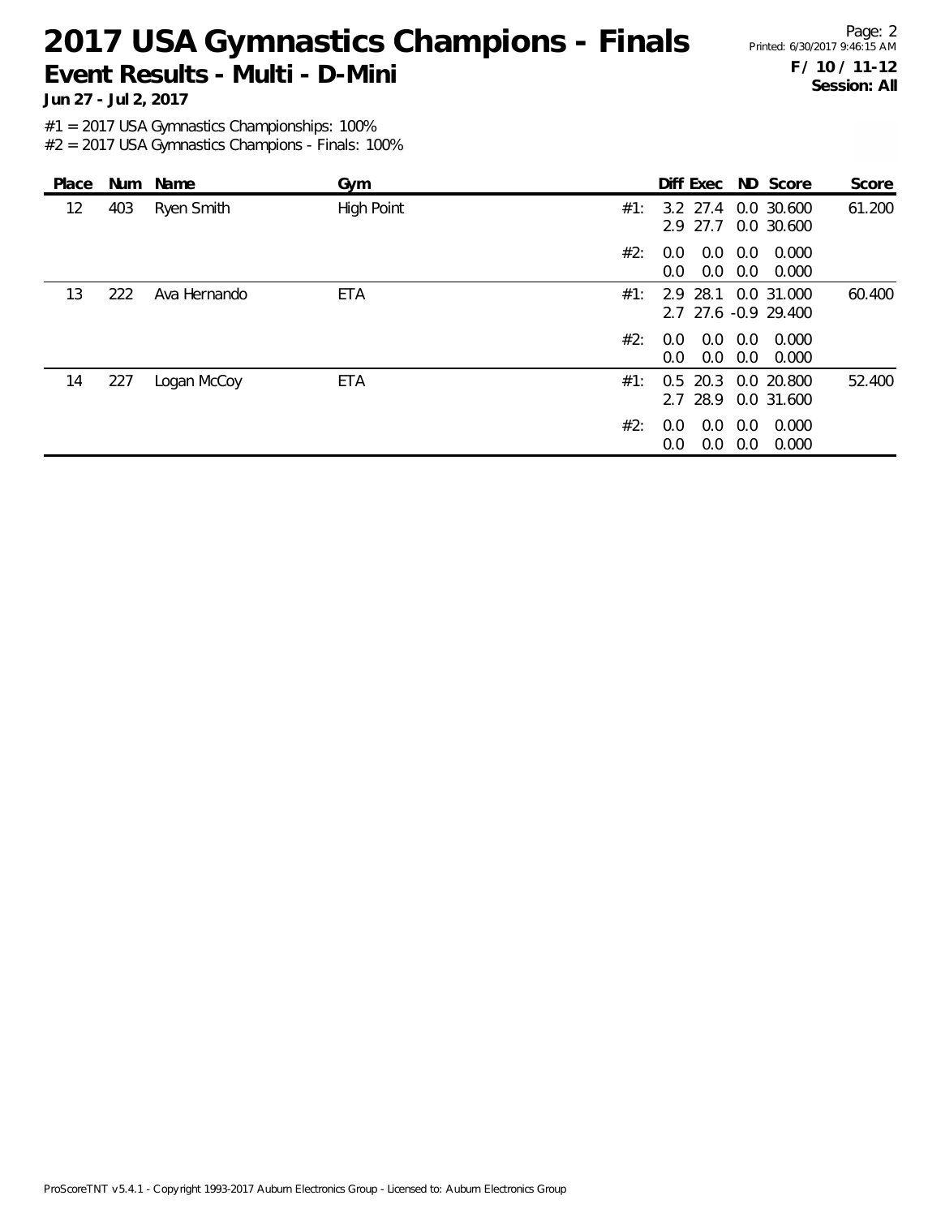# 2017 USA Gymnastics Champions - Finals

## Event Results - Multi - D-Mini

**Jun 27 - Jul 2, 2017**

**F / 10 / 11-12**
**Session: All**

#1 = 2017 USA Gymnastics Championships: 100%
#2 = 2017 USA Gymnastics Champions - Finals: 100%

| Place | Num | Name | Gym | | Diff | Exec | ND | Score | Score |
|---|---|---|---|---|---|---|---|---|---|
| 12 | 403 | Ryen Smith | High Point | #1: | 3.2 | 27.4 | 0.0 | 30.600 | 61.200 |
| | | | | | 2.9 | 27.7 | 0.0 | 30.600 | |
| | | | | #2: | 0.0 | 0.0 | 0.0 | 0.000 | |
| | | | | | 0.0 | 0.0 | 0.0 | 0.000 | |
| 13 | 222 | Ava Hernando | ETA | #1: | 2.9 | 28.1 | 0.0 | 31.000 | 60.400 |
| | | | | | 2.7 | 27.6 | -0.9 | 29.400 | |
| | | | | #2: | 0.0 | 0.0 | 0.0 | 0.000 | |
| | | | | | 0.0 | 0.0 | 0.0 | 0.000 | |
| 14 | 227 | Logan McCoy | ETA | #1: | 0.5 | 20.3 | 0.0 | 20.800 | 52.400 |
| | | | | | 2.7 | 28.9 | 0.0 | 31.600 | |
| | | | | #2: | 0.0 | 0.0 | 0.0 | 0.000 | |
| | | | | | 0.0 | 0.0 | 0.0 | 0.000 | |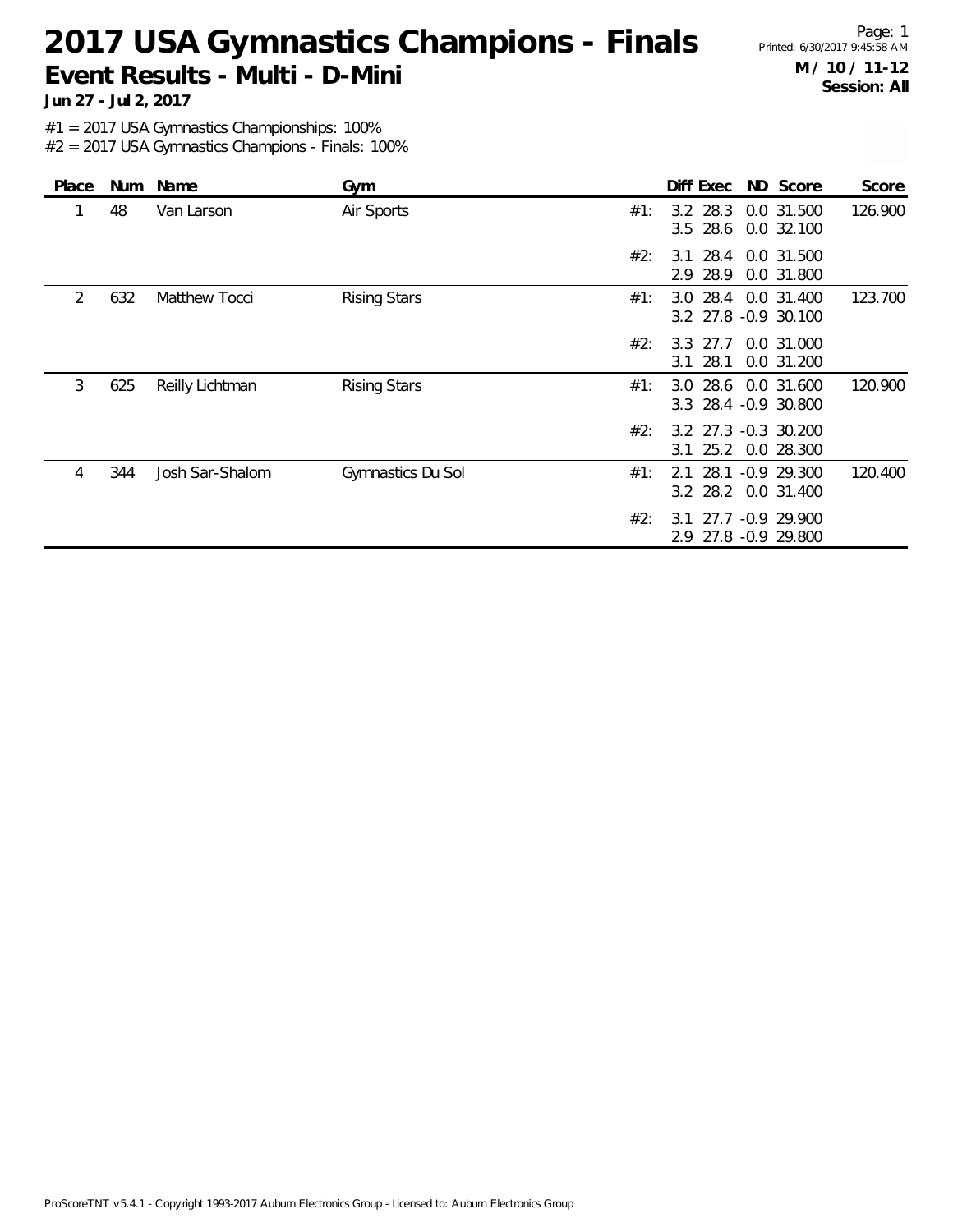# 2017 USA Gymnastics Champions - Finals

## Event Results - Multi - D-Mini

**Jun 27 - Jul 2, 2017**

**M / 10 / 11-12**
**Session: All**

#1 = 2017 USA Gymnastics Championships: 100%
#2 = 2017 USA Gymnastics Champions - Finals: 100%

| Place | Num | Name | Gym | | Diff | Exec | ND | Score | Score |
|---|---|---|---|---|---|---|---|---|---|
| 1 | 48 | Van Larson | Air Sports | #1: | 3.2 | 28.3 | 0.0 | 31.500 | 126.900 |
| | | | | | 3.5 | 28.6 | 0.0 | 32.100 | |
| | | | | #2: | 3.1 | 28.4 | 0.0 | 31.500 | |
| | | | | | 2.9 | 28.9 | 0.0 | 31.800 | |
| 2 | 632 | Matthew Tocci | Rising Stars | #1: | 3.0 | 28.4 | 0.0 | 31.400 | 123.700 |
| | | | | | 3.2 | 27.8 | -0.9 | 30.100 | |
| | | | | #2: | 3.3 | 27.7 | 0.0 | 31.000 | |
| | | | | | 3.1 | 28.1 | 0.0 | 31.200 | |
| 3 | 625 | Reilly Lichtman | Rising Stars | #1: | 3.0 | 28.6 | 0.0 | 31.600 | 120.900 |
| | | | | | 3.3 | 28.4 | -0.9 | 30.800 | |
| | | | | #2: | 3.2 | 27.3 | -0.3 | 30.200 | |
| | | | | | 3.1 | 25.2 | 0.0 | 28.300 | |
| 4 | 344 | Josh Sar-Shalom | Gymnastics Du Sol | #1: | 2.1 | 28.1 | -0.9 | 29.300 | 120.400 |
| | | | | | 3.2 | 28.2 | 0.0 | 31.400 | |
| | | | | #2: | 3.1 | 27.7 | -0.9 | 29.900 | |
| | | | | | 2.9 | 27.8 | -0.9 | 29.800 | |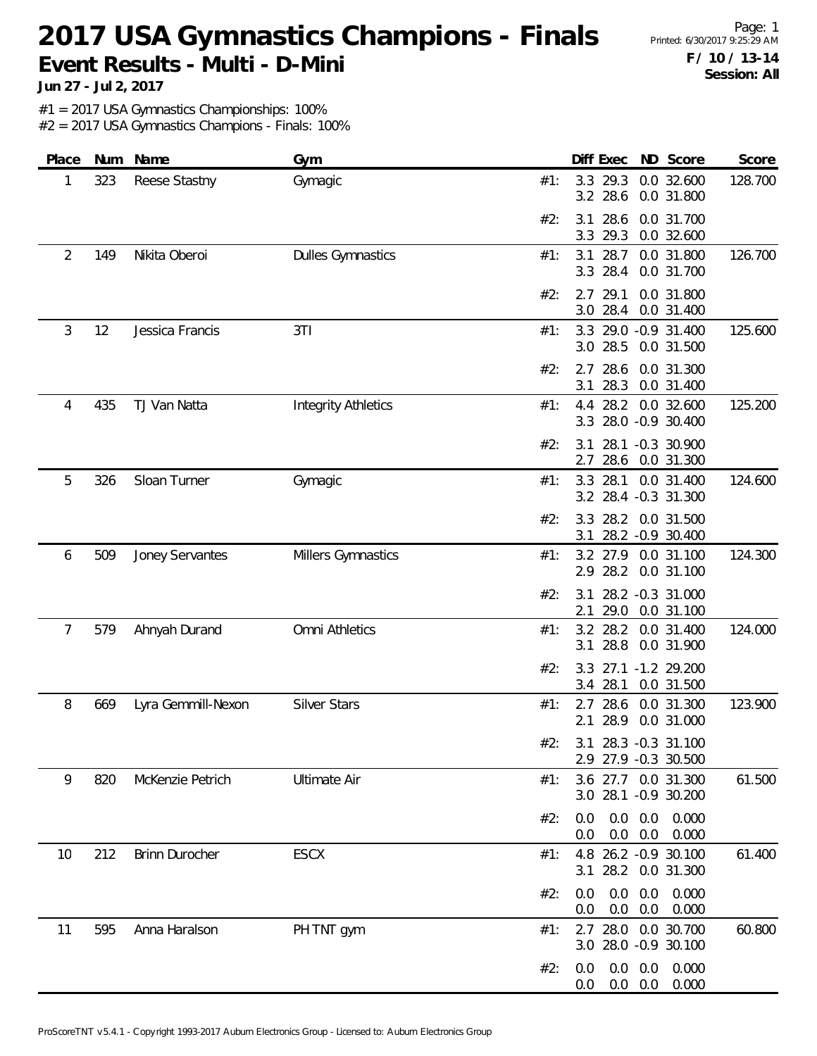# 2017 USA Gymnastics Champions - Finals

**Event Results - Multi - D-Mini**

**Jun 27 - Jul 2, 2017**

**F / 10 / 13-14**
**Session: All**

#1 = 2017 USA Gymnastics Championships: 100%
#2 = 2017 USA Gymnastics Champions - Finals: 100%

| Place | Num | Name | Gym | | Diff | Exec | ND | Score | Score |
|---|---|---|---|---|---|---|---|---|---|
| 1 | 323 | Reese Stastny | Gymagic | #1: | 3.3 | 29.3 | 0.0 | 32.600 | 128.700 |
| | | | | | 3.2 | 28.6 | 0.0 | 31.800 | |
| | | | | #2: | 3.1 | 28.6 | 0.0 | 31.700 | |
| | | | | | 3.3 | 29.3 | 0.0 | 32.600 | |
| 2 | 149 | Nikita Oberoi | Dulles Gymnastics | #1: | 3.1 | 28.7 | 0.0 | 31.800 | 126.700 |
| | | | | | 3.3 | 28.4 | 0.0 | 31.700 | |
| | | | | #2: | 2.7 | 29.1 | 0.0 | 31.800 | |
| | | | | | 3.0 | 28.4 | 0.0 | 31.400 | |
| 3 | 12 | Jessica Francis | 3TI | #1: | 3.3 | 29.0 | -0.9 | 31.400 | 125.600 |
| | | | | | 3.0 | 28.5 | 0.0 | 31.500 | |
| | | | | #2: | 2.7 | 28.6 | 0.0 | 31.300 | |
| | | | | | 3.1 | 28.3 | 0.0 | 31.400 | |
| 4 | 435 | TJ Van Natta | Integrity Athletics | #1: | 4.4 | 28.2 | 0.0 | 32.600 | 125.200 |
| | | | | | 3.3 | 28.0 | -0.9 | 30.400 | |
| | | | | #2: | 3.1 | 28.1 | -0.3 | 30.900 | |
| | | | | | 2.7 | 28.6 | 0.0 | 31.300 | |
| 5 | 326 | Sloan Turner | Gymagic | #1: | 3.3 | 28.1 | 0.0 | 31.400 | 124.600 |
| | | | | | 3.2 | 28.4 | -0.3 | 31.300 | |
| | | | | #2: | 3.3 | 28.2 | 0.0 | 31.500 | |
| | | | | | 3.1 | 28.2 | -0.9 | 30.400 | |
| 6 | 509 | Joney Servantes | Millers Gymnastics | #1: | 3.2 | 27.9 | 0.0 | 31.100 | 124.300 |
| | | | | | 2.9 | 28.2 | 0.0 | 31.100 | |
| | | | | #2: | 3.1 | 28.2 | -0.3 | 31.000 | |
| | | | | | 2.1 | 29.0 | 0.0 | 31.100 | |
| 7 | 579 | Ahnyah Durand | Omni Athletics | #1: | 3.2 | 28.2 | 0.0 | 31.400 | 124.000 |
| | | | | | 3.1 | 28.8 | 0.0 | 31.900 | |
| | | | | #2: | 3.3 | 27.1 | -1.2 | 29.200 | |
| | | | | | 3.4 | 28.1 | 0.0 | 31.500 | |
| 8 | 669 | Lyra Gemmill-Nexon | Silver Stars | #1: | 2.7 | 28.6 | 0.0 | 31.300 | 123.900 |
| | | | | | 2.1 | 28.9 | 0.0 | 31.000 | |
| | | | | #2: | 3.1 | 28.3 | -0.3 | 31.100 | |
| | | | | | 2.9 | 27.9 | -0.3 | 30.500 | |
| 9 | 820 | McKenzie Petrich | Ultimate Air | #1: | 3.6 | 27.7 | 0.0 | 31.300 | 61.500 |
| | | | | | 3.0 | 28.1 | -0.9 | 30.200 | |
| | | | | #2: | 0.0 | 0.0 | 0.0 | 0.000 | |
| | | | | | 0.0 | 0.0 | 0.0 | 0.000 | |
| 10 | 212 | Brinn Durocher | ESCX | #1: | 4.8 | 26.2 | -0.9 | 30.100 | 61.400 |
| | | | | | 3.1 | 28.2 | 0.0 | 31.300 | |
| | | | | #2: | 0.0 | 0.0 | 0.0 | 0.000 | |
| | | | | | 0.0 | 0.0 | 0.0 | 0.000 | |
| 11 | 595 | Anna Haralson | PH TNT gym | #1: | 2.7 | 28.0 | 0.0 | 30.700 | 60.800 |
| | | | | | 3.0 | 28.0 | -0.9 | 30.100 | |
| | | | | #2: | 0.0 | 0.0 | 0.0 | 0.000 | |
| | | | | | 0.0 | 0.0 | 0.0 | 0.000 | |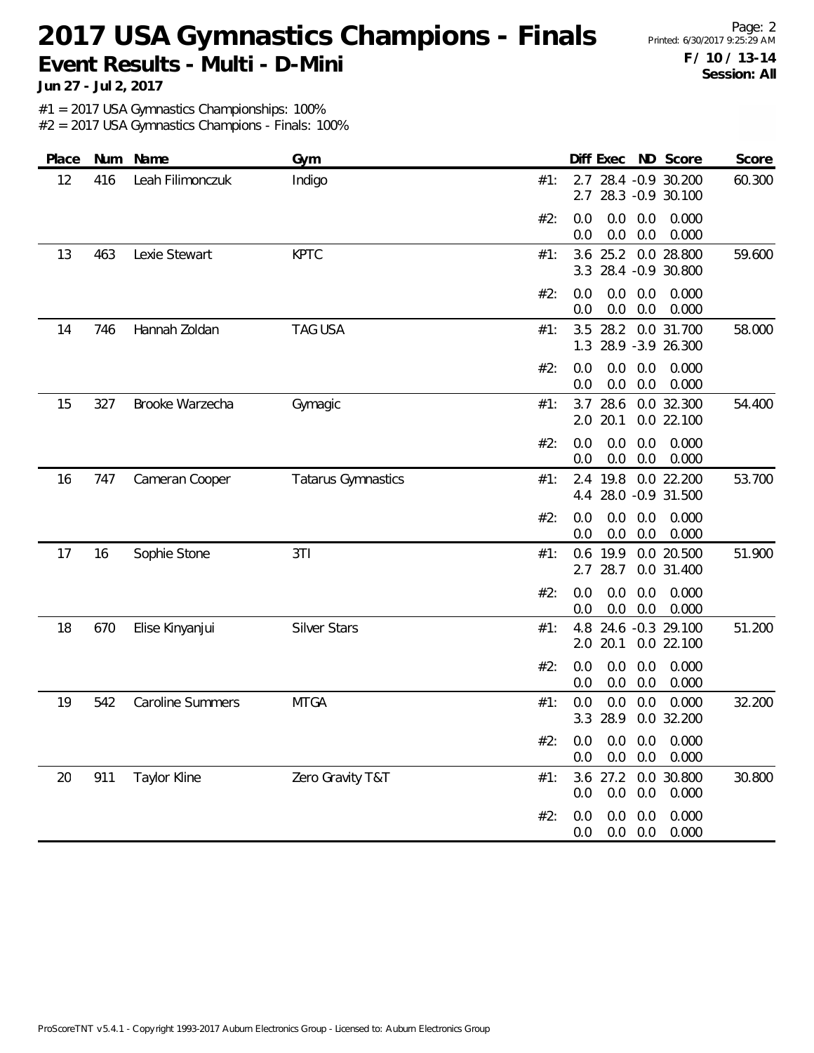# 2017 USA Gymnastics Champions - Finals

**Event Results - Multi - D-Mini**

**Jun 27 - Jul 2, 2017**

**F / 10 / 13-14**
**Session: All**

#1 = 2017 USA Gymnastics Championships: 100%
#2 = 2017 USA Gymnastics Champions - Finals: 100%

| Place | Num | Name | Gym | | Diff | Exec | ND | Score | Score |
|---|---|---|---|---|---|---|---|---|---|
| 12 | 416 | Leah Filimonczuk | Indigo | #1: | 2.7 | 28.4 | -0.9 | 30.200 | 60.300 |
| | | | | | 2.7 | 28.3 | -0.9 | 30.100 | |
| | | | | #2: | 0.0 | 0.0 | 0.0 | 0.000 | |
| | | | | | 0.0 | 0.0 | 0.0 | 0.000 | |
| 13 | 463 | Lexie Stewart | KPTC | #1: | 3.6 | 25.2 | 0.0 | 28.800 | 59.600 |
| | | | | | 3.3 | 28.4 | -0.9 | 30.800 | |
| | | | | #2: | 0.0 | 0.0 | 0.0 | 0.000 | |
| | | | | | 0.0 | 0.0 | 0.0 | 0.000 | |
| 14 | 746 | Hannah Zoldan | TAG USA | #1: | 3.5 | 28.2 | 0.0 | 31.700 | 58.000 |
| | | | | | 1.3 | 28.9 | -3.9 | 26.300 | |
| | | | | #2: | 0.0 | 0.0 | 0.0 | 0.000 | |
| | | | | | 0.0 | 0.0 | 0.0 | 0.000 | |
| 15 | 327 | Brooke Warzecha | Gymagic | #1: | 3.7 | 28.6 | 0.0 | 32.300 | 54.400 |
| | | | | | 2.0 | 20.1 | 0.0 | 22.100 | |
| | | | | #2: | 0.0 | 0.0 | 0.0 | 0.000 | |
| | | | | | 0.0 | 0.0 | 0.0 | 0.000 | |
| 16 | 747 | Cameran Cooper | Tatarus Gymnastics | #1: | 2.4 | 19.8 | 0.0 | 22.200 | 53.700 |
| | | | | | 4.4 | 28.0 | -0.9 | 31.500 | |
| | | | | #2: | 0.0 | 0.0 | 0.0 | 0.000 | |
| | | | | | 0.0 | 0.0 | 0.0 | 0.000 | |
| 17 | 16 | Sophie Stone | 3TI | #1: | 0.6 | 19.9 | 0.0 | 20.500 | 51.900 |
| | | | | | 2.7 | 28.7 | 0.0 | 31.400 | |
| | | | | #2: | 0.0 | 0.0 | 0.0 | 0.000 | |
| | | | | | 0.0 | 0.0 | 0.0 | 0.000 | |
| 18 | 670 | Elise Kinyanjui | Silver Stars | #1: | 4.8 | 24.6 | -0.3 | 29.100 | 51.200 |
| | | | | | 2.0 | 20.1 | 0.0 | 22.100 | |
| | | | | #2: | 0.0 | 0.0 | 0.0 | 0.000 | |
| | | | | | 0.0 | 0.0 | 0.0 | 0.000 | |
| 19 | 542 | Caroline Summers | MTGA | #1: | 0.0 | 0.0 | 0.0 | 0.000 | 32.200 |
| | | | | | 3.3 | 28.9 | 0.0 | 32.200 | |
| | | | | #2: | 0.0 | 0.0 | 0.0 | 0.000 | |
| | | | | | 0.0 | 0.0 | 0.0 | 0.000 | |
| 20 | 911 | Taylor Kline | Zero Gravity T&T | #1: | 3.6 | 27.2 | 0.0 | 30.800 | 30.800 |
| | | | | | 0.0 | 0.0 | 0.0 | 0.000 | |
| | | | | #2: | 0.0 | 0.0 | 0.0 | 0.000 | |
| | | | | | 0.0 | 0.0 | 0.0 | 0.000 | |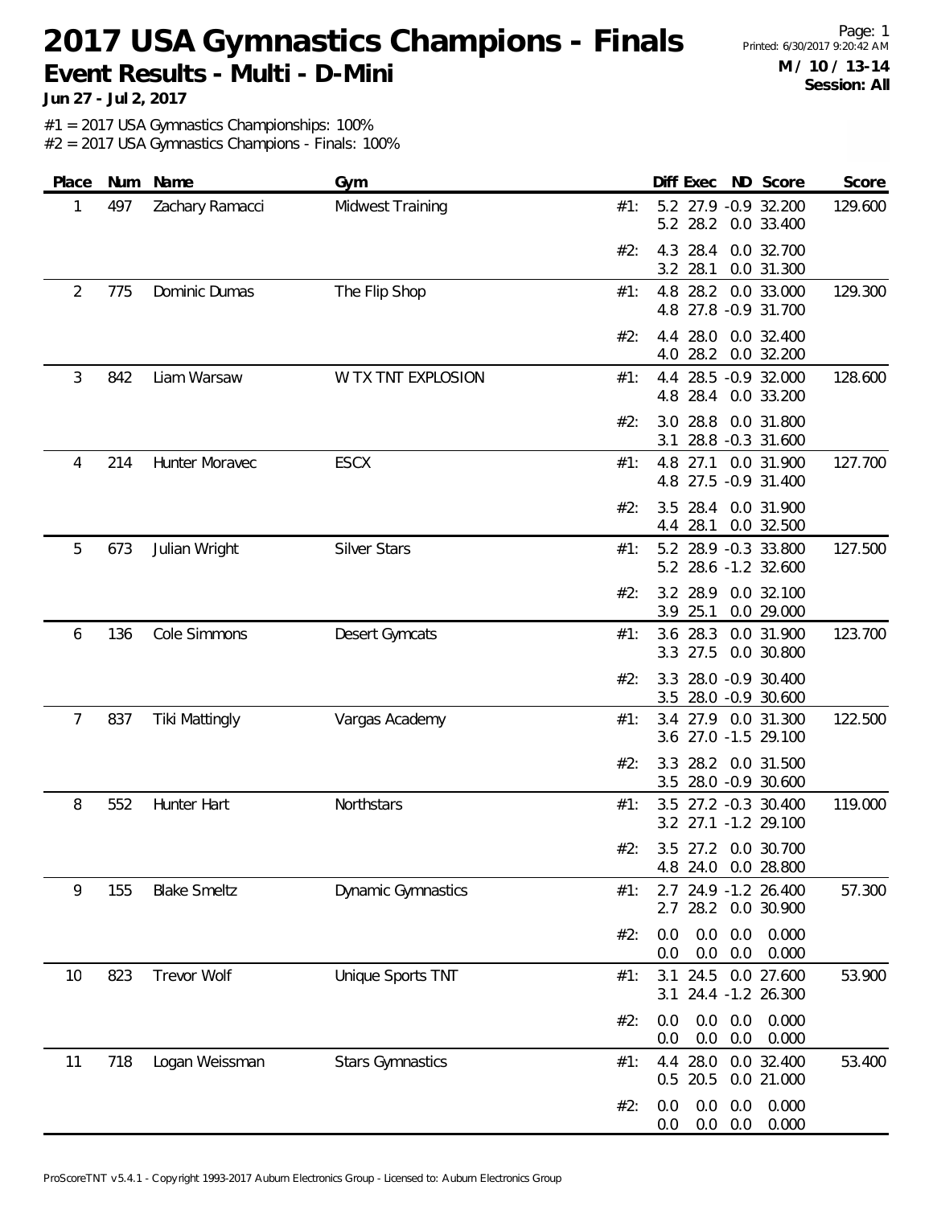# 2017 USA Gymnastics Champions - Finals

## Event Results - Multi - D-Mini

**Jun 27 - Jul 2, 2017**

Printed: 6/30/2017 9:20:42 AM

**M / 10 / 13-14**
**Session: All**

#1 = 2017 USA Gymnastics Championships: 100%
#2 = 2017 USA Gymnastics Champions - Finals: 100%

| Place | Num | Name | Gym | | Diff | Exec | ND | Score | Score |
|---|---|---|---|---|---|---|---|---|---|
| 1 | 497 | Zachary Ramacci | Midwest Training | #1: | 5.2 | 27.9 | -0.9 | 32.200 | 129.600 |
| | | | | | 5.2 | 28.2 | 0.0 | 33.400 | |
| | | | | #2: | 4.3 | 28.4 | 0.0 | 32.700 | |
| | | | | | 3.2 | 28.1 | 0.0 | 31.300 | |
| 2 | 775 | Dominic Dumas | The Flip Shop | #1: | 4.8 | 28.2 | 0.0 | 33.000 | 129.300 |
| | | | | | 4.8 | 27.8 | -0.9 | 31.700 | |
| | | | | #2: | 4.4 | 28.0 | 0.0 | 32.400 | |
| | | | | | 4.0 | 28.2 | 0.0 | 32.200 | |
| 3 | 842 | Liam Warsaw | W TX TNT EXPLOSION | #1: | 4.4 | 28.5 | -0.9 | 32.000 | 128.600 |
| | | | | | 4.8 | 28.4 | 0.0 | 33.200 | |
| | | | | #2: | 3.0 | 28.8 | 0.0 | 31.800 | |
| | | | | | 3.1 | 28.8 | -0.3 | 31.600 | |
| 4 | 214 | Hunter Moravec | ESCX | #1: | 4.8 | 27.1 | 0.0 | 31.900 | 127.700 |
| | | | | | 4.8 | 27.5 | -0.9 | 31.400 | |
| | | | | #2: | 3.5 | 28.4 | 0.0 | 31.900 | |
| | | | | | 4.4 | 28.1 | 0.0 | 32.500 | |
| 5 | 673 | Julian Wright | Silver Stars | #1: | 5.2 | 28.9 | -0.3 | 33.800 | 127.500 |
| | | | | | 5.2 | 28.6 | -1.2 | 32.600 | |
| | | | | #2: | 3.2 | 28.9 | 0.0 | 32.100 | |
| | | | | | 3.9 | 25.1 | 0.0 | 29.000 | |
| 6 | 136 | Cole Simmons | Desert Gymcats | #1: | 3.6 | 28.3 | 0.0 | 31.900 | 123.700 |
| | | | | | 3.3 | 27.5 | 0.0 | 30.800 | |
| | | | | #2: | 3.3 | 28.0 | -0.9 | 30.400 | |
| | | | | | 3.5 | 28.0 | -0.9 | 30.600 | |
| 7 | 837 | Tiki Mattingly | Vargas Academy | #1: | 3.4 | 27.9 | 0.0 | 31.300 | 122.500 |
| | | | | | 3.6 | 27.0 | -1.5 | 29.100 | |
| | | | | #2: | 3.3 | 28.2 | 0.0 | 31.500 | |
| | | | | | 3.5 | 28.0 | -0.9 | 30.600 | |
| 8 | 552 | Hunter Hart | Northstars | #1: | 3.5 | 27.2 | -0.3 | 30.400 | 119.000 |
| | | | | | 3.2 | 27.1 | -1.2 | 29.100 | |
| | | | | #2: | 3.5 | 27.2 | 0.0 | 30.700 | |
| | | | | | 4.8 | 24.0 | 0.0 | 28.800 | |
| 9 | 155 | Blake Smeltz | Dynamic Gymnastics | #1: | 2.7 | 24.9 | -1.2 | 26.400 | 57.300 |
| | | | | | 2.7 | 28.2 | 0.0 | 30.900 | |
| | | | | #2: | 0.0 | 0.0 | 0.0 | 0.000 | |
| | | | | | 0.0 | 0.0 | 0.0 | 0.000 | |
| 10 | 823 | Trevor Wolf | Unique Sports TNT | #1: | 3.1 | 24.5 | 0.0 | 27.600 | 53.900 |
| | | | | | 3.1 | 24.4 | -1.2 | 26.300 | |
| | | | | #2: | 0.0 | 0.0 | 0.0 | 0.000 | |
| | | | | | 0.0 | 0.0 | 0.0 | 0.000 | |
| 11 | 718 | Logan Weissman | Stars Gymnastics | #1: | 4.4 | 28.0 | 0.0 | 32.400 | 53.400 |
| | | | | | 0.5 | 20.5 | 0.0 | 21.000 | |
| | | | | #2: | 0.0 | 0.0 | 0.0 | 0.000 | |
| | | | | | 0.0 | 0.0 | 0.0 | 0.000 | |

ProScoreTNT v5.4.1 - Copyright 1993-2017 Auburn Electronics Group - Licensed to: Auburn Electronics Group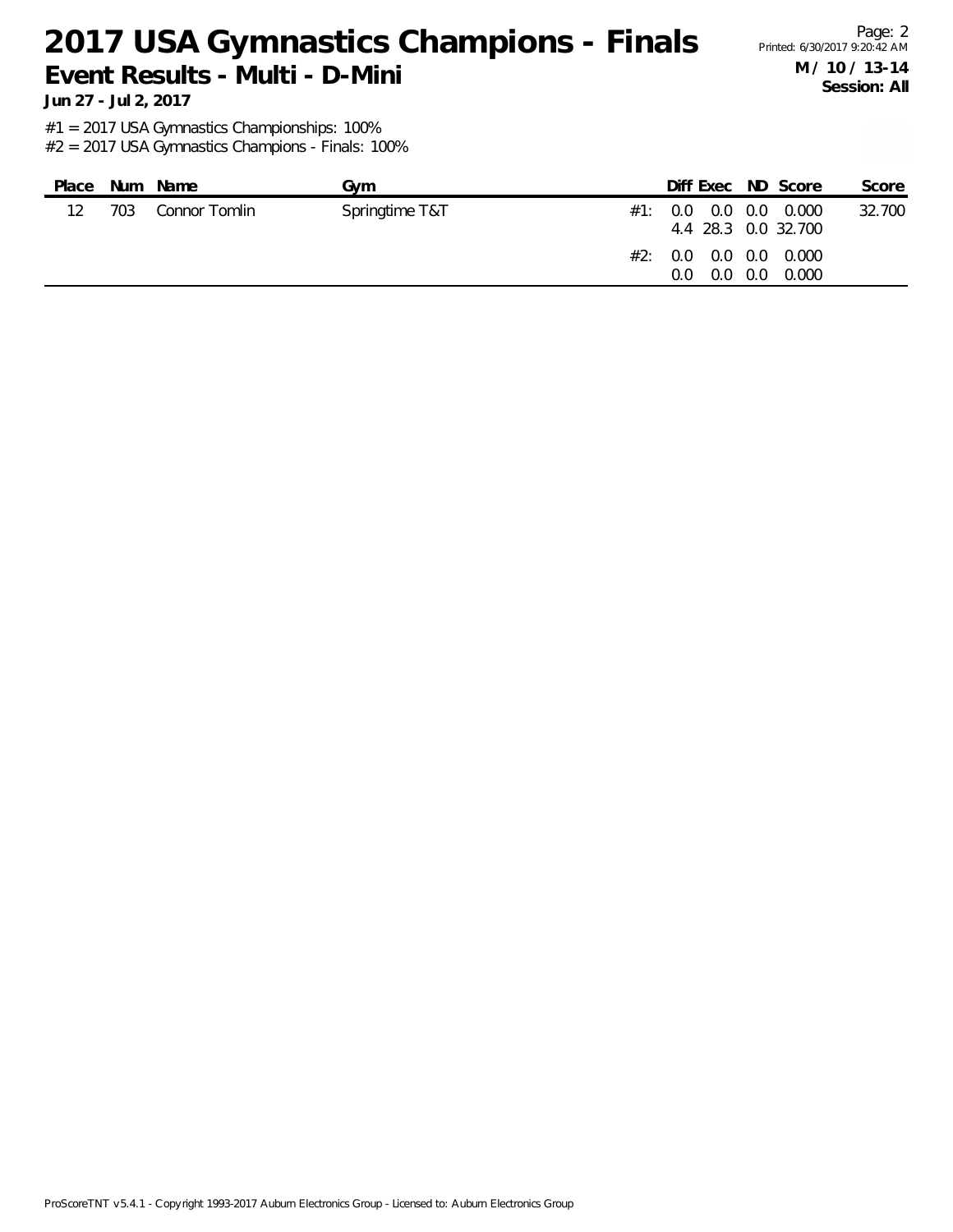# 2017 USA Gymnastics Champions - Finals

## Event Results - Multi - D-Mini

**Jun 27 - Jul 2, 2017**

**M / 10 / 13-14**
**Session: All**

#1 = 2017 USA Gymnastics Championships: 100%
#2 = 2017 USA Gymnastics Champions - Finals: 100%

| Place | Num | Name | Gym | | Diff | Exec | ND | Score | Score |
|---|---|---|---|---|---|---|---|---|---|
| 12 | 703 | Connor Tomlin | Springtime T&T | #1: | 0.0 | 0.0 | 0.0 | 0.000 | 32.700 |
| | | | | | 4.4 | 28.3 | 0.0 | 32.700 | |
| | | | | #2: | 0.0 | 0.0 | 0.0 | 0.000 | |
| | | | | | 0.0 | 0.0 | 0.0 | 0.000 | |

ProScoreTNT v5.4.1 - Copyright 1993-2017 Auburn Electronics Group - Licensed to: Auburn Electronics Group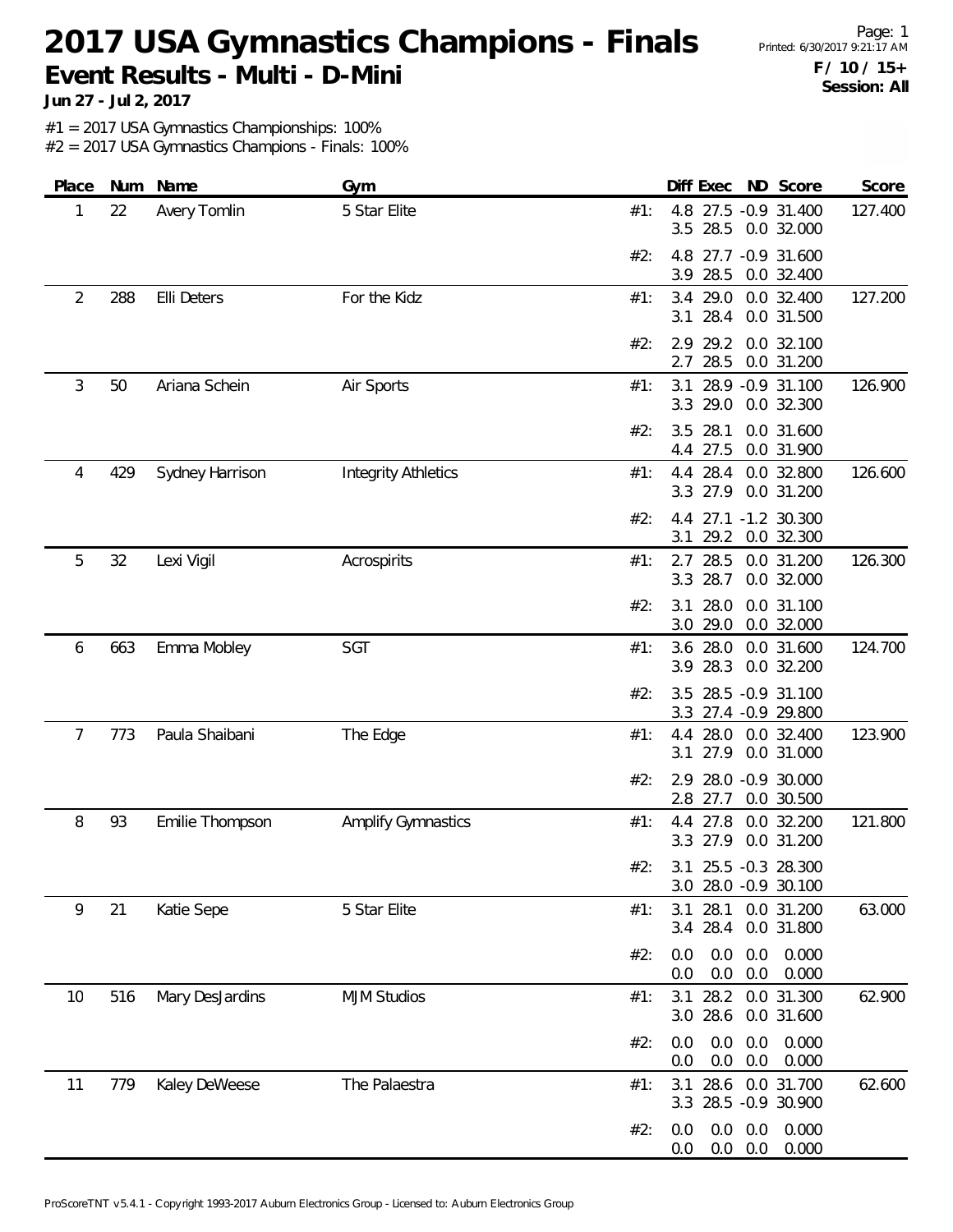# 2017 USA Gymnastics Champions - Finals

## Event Results - Multi - D-Mini

**Jun 27 - Jul 2, 2017**

Printed: 6/30/2017 9:21:17 AM

**F / 10 / 15+**
**Session: All**

#1 = 2017 USA Gymnastics Championships: 100%
#2 = 2017 USA Gymnastics Champions - Finals: 100%

| Place | Num | Name | Gym | | Diff | Exec | ND | Score | Score |
|---|---|---|---|---|---|---|---|---|---|
| 1 | 22 | Avery Tomlin | 5 Star Elite | #1: | 4.8 | 27.5 | -0.9 | 31.400 | 127.400 |
| | | | | | 3.5 | 28.5 | 0.0 | 32.000 | |
| | | | | #2: | 4.8 | 27.7 | -0.9 | 31.600 | |
| | | | | | 3.9 | 28.5 | 0.0 | 32.400 | |
| 2 | 288 | Elli Deters | For the Kidz | #1: | 3.4 | 29.0 | 0.0 | 32.400 | 127.200 |
| | | | | | 3.1 | 28.4 | 0.0 | 31.500 | |
| | | | | #2: | 2.9 | 29.2 | 0.0 | 32.100 | |
| | | | | | 2.7 | 28.5 | 0.0 | 31.200 | |
| 3 | 50 | Ariana Schein | Air Sports | #1: | 3.1 | 28.9 | -0.9 | 31.100 | 126.900 |
| | | | | | 3.3 | 29.0 | 0.0 | 32.300 | |
| | | | | #2: | 3.5 | 28.1 | 0.0 | 31.600 | |
| | | | | | 4.4 | 27.5 | 0.0 | 31.900 | |
| 4 | 429 | Sydney Harrison | Integrity Athletics | #1: | 4.4 | 28.4 | 0.0 | 32.800 | 126.600 |
| | | | | | 3.3 | 27.9 | 0.0 | 31.200 | |
| | | | | #2: | 4.4 | 27.1 | -1.2 | 30.300 | |
| | | | | | 3.1 | 29.2 | 0.0 | 32.300 | |
| 5 | 32 | Lexi Vigil | Acrospirits | #1: | 2.7 | 28.5 | 0.0 | 31.200 | 126.300 |
| | | | | | 3.3 | 28.7 | 0.0 | 32.000 | |
| | | | | #2: | 3.1 | 28.0 | 0.0 | 31.100 | |
| | | | | | 3.0 | 29.0 | 0.0 | 32.000 | |
| 6 | 663 | Emma Mobley | SGT | #1: | 3.6 | 28.0 | 0.0 | 31.600 | 124.700 |
| | | | | | 3.9 | 28.3 | 0.0 | 32.200 | |
| | | | | #2: | 3.5 | 28.5 | -0.9 | 31.100 | |
| | | | | | 3.3 | 27.4 | -0.9 | 29.800 | |
| 7 | 773 | Paula Shaibani | The Edge | #1: | 4.4 | 28.0 | 0.0 | 32.400 | 123.900 |
| | | | | | 3.1 | 27.9 | 0.0 | 31.000 | |
| | | | | #2: | 2.9 | 28.0 | -0.9 | 30.000 | |
| | | | | | 2.8 | 27.7 | 0.0 | 30.500 | |
| 8 | 93 | Emilie Thompson | Amplify Gymnastics | #1: | 4.4 | 27.8 | 0.0 | 32.200 | 121.800 |
| | | | | | 3.3 | 27.9 | 0.0 | 31.200 | |
| | | | | #2: | 3.1 | 25.5 | -0.3 | 28.300 | |
| | | | | | 3.0 | 28.0 | -0.9 | 30.100 | |
| 9 | 21 | Katie Sepe | 5 Star Elite | #1: | 3.1 | 28.1 | 0.0 | 31.200 | 63.000 |
| | | | | | 3.4 | 28.4 | 0.0 | 31.800 | |
| | | | | #2: | 0.0 | 0.0 | 0.0 | 0.000 | |
| | | | | | 0.0 | 0.0 | 0.0 | 0.000 | |
| 10 | 516 | Mary DesJardins | MJM Studios | #1: | 3.1 | 28.2 | 0.0 | 31.300 | 62.900 |
| | | | | | 3.0 | 28.6 | 0.0 | 31.600 | |
| | | | | #2: | 0.0 | 0.0 | 0.0 | 0.000 | |
| | | | | | 0.0 | 0.0 | 0.0 | 0.000 | |
| 11 | 779 | Kaley DeWeese | The Palaestra | #1: | 3.1 | 28.6 | 0.0 | 31.700 | 62.600 |
| | | | | | 3.3 | 28.5 | -0.9 | 30.900 | |
| | | | | #2: | 0.0 | 0.0 | 0.0 | 0.000 | |
| | | | | | 0.0 | 0.0 | 0.0 | 0.000 | |

ProScoreTNT v5.4.1 - Copyright 1993-2017 Auburn Electronics Group - Licensed to: Auburn Electronics Group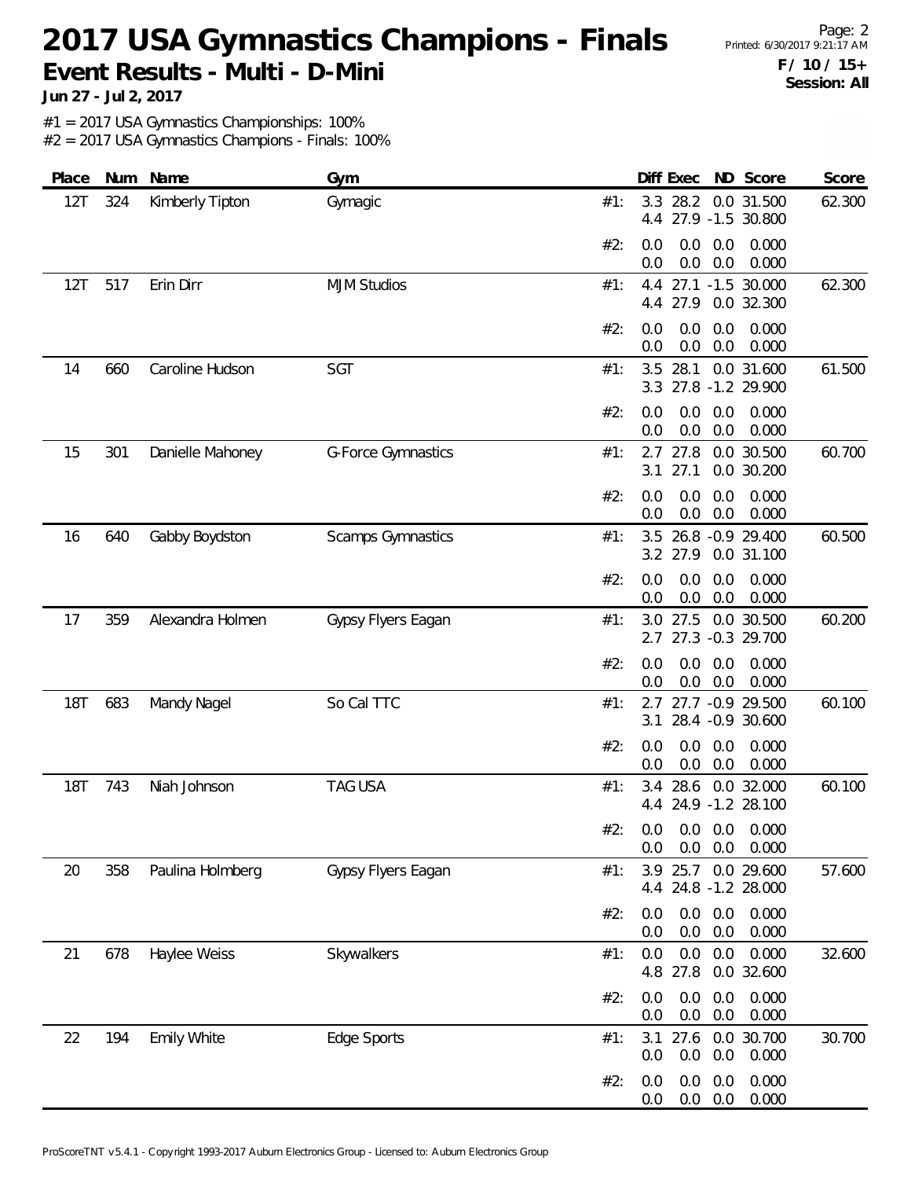# 2017 USA Gymnastics Champions - Finals

**Event Results - Multi - D-Mini**

**Jun 27 - Jul 2, 2017**

**F / 10 / 15+**
**Session: All**

#1 = 2017 USA Gymnastics Championships: 100%
#2 = 2017 USA Gymnastics Champions - Finals: 100%

| Place | Num | Name | Gym | | Diff | Exec | ND | Score | Score |
|---|---|---|---|---|---|---|---|---|---|
| 12T | 324 | Kimberly Tipton | Gymagic | #1: | 3.3 | 28.2 | 0.0 | 31.500 | 62.300 |
| | | | | | 4.4 | 27.9 | -1.5 | 30.800 | |
| | | | | #2: | 0.0 | 0.0 | 0.0 | 0.000 | |
| | | | | | 0.0 | 0.0 | 0.0 | 0.000 | |
| 12T | 517 | Erin Dirr | MJM Studios | #1: | 4.4 | 27.1 | -1.5 | 30.000 | 62.300 |
| | | | | | 4.4 | 27.9 | 0.0 | 32.300 | |
| | | | | #2: | 0.0 | 0.0 | 0.0 | 0.000 | |
| | | | | | 0.0 | 0.0 | 0.0 | 0.000 | |
| 14 | 660 | Caroline Hudson | SGT | #1: | 3.5 | 28.1 | 0.0 | 31.600 | 61.500 |
| | | | | | 3.3 | 27.8 | -1.2 | 29.900 | |
| | | | | #2: | 0.0 | 0.0 | 0.0 | 0.000 | |
| | | | | | 0.0 | 0.0 | 0.0 | 0.000 | |
| 15 | 301 | Danielle Mahoney | G-Force Gymnastics | #1: | 2.7 | 27.8 | 0.0 | 30.500 | 60.700 |
| | | | | | 3.1 | 27.1 | 0.0 | 30.200 | |
| | | | | #2: | 0.0 | 0.0 | 0.0 | 0.000 | |
| | | | | | 0.0 | 0.0 | 0.0 | 0.000 | |
| 16 | 640 | Gabby Boydston | Scamps Gymnastics | #1: | 3.5 | 26.8 | -0.9 | 29.400 | 60.500 |
| | | | | | 3.2 | 27.9 | 0.0 | 31.100 | |
| | | | | #2: | 0.0 | 0.0 | 0.0 | 0.000 | |
| | | | | | 0.0 | 0.0 | 0.0 | 0.000 | |
| 17 | 359 | Alexandra Holmen | Gypsy Flyers Eagan | #1: | 3.0 | 27.5 | 0.0 | 30.500 | 60.200 |
| | | | | | 2.7 | 27.3 | -0.3 | 29.700 | |
| | | | | #2: | 0.0 | 0.0 | 0.0 | 0.000 | |
| | | | | | 0.0 | 0.0 | 0.0 | 0.000 | |
| 18T | 683 | Mandy Nagel | So Cal TTC | #1: | 2.7 | 27.7 | -0.9 | 29.500 | 60.100 |
| | | | | | 3.1 | 28.4 | -0.9 | 30.600 | |
| | | | | #2: | 0.0 | 0.0 | 0.0 | 0.000 | |
| | | | | | 0.0 | 0.0 | 0.0 | 0.000 | |
| 18T | 743 | Niah Johnson | TAG USA | #1: | 3.4 | 28.6 | 0.0 | 32.000 | 60.100 |
| | | | | | 4.4 | 24.9 | -1.2 | 28.100 | |
| | | | | #2: | 0.0 | 0.0 | 0.0 | 0.000 | |
| | | | | | 0.0 | 0.0 | 0.0 | 0.000 | |
| 20 | 358 | Paulina Holmberg | Gypsy Flyers Eagan | #1: | 3.9 | 25.7 | 0.0 | 29.600 | 57.600 |
| | | | | | 4.4 | 24.8 | -1.2 | 28.000 | |
| | | | | #2: | 0.0 | 0.0 | 0.0 | 0.000 | |
| | | | | | 0.0 | 0.0 | 0.0 | 0.000 | |
| 21 | 678 | Haylee Weiss | Skywalkers | #1: | 0.0 | 0.0 | 0.0 | 0.000 | 32.600 |
| | | | | | 4.8 | 27.8 | 0.0 | 32.600 | |
| | | | | #2: | 0.0 | 0.0 | 0.0 | 0.000 | |
| | | | | | 0.0 | 0.0 | 0.0 | 0.000 | |
| 22 | 194 | Emily White | Edge Sports | #1: | 3.1 | 27.6 | 0.0 | 30.700 | 30.700 |
| | | | | | 0.0 | 0.0 | 0.0 | 0.000 | |
| | | | | #2: | 0.0 | 0.0 | 0.0 | 0.000 | |
| | | | | | 0.0 | 0.0 | 0.0 | 0.000 | |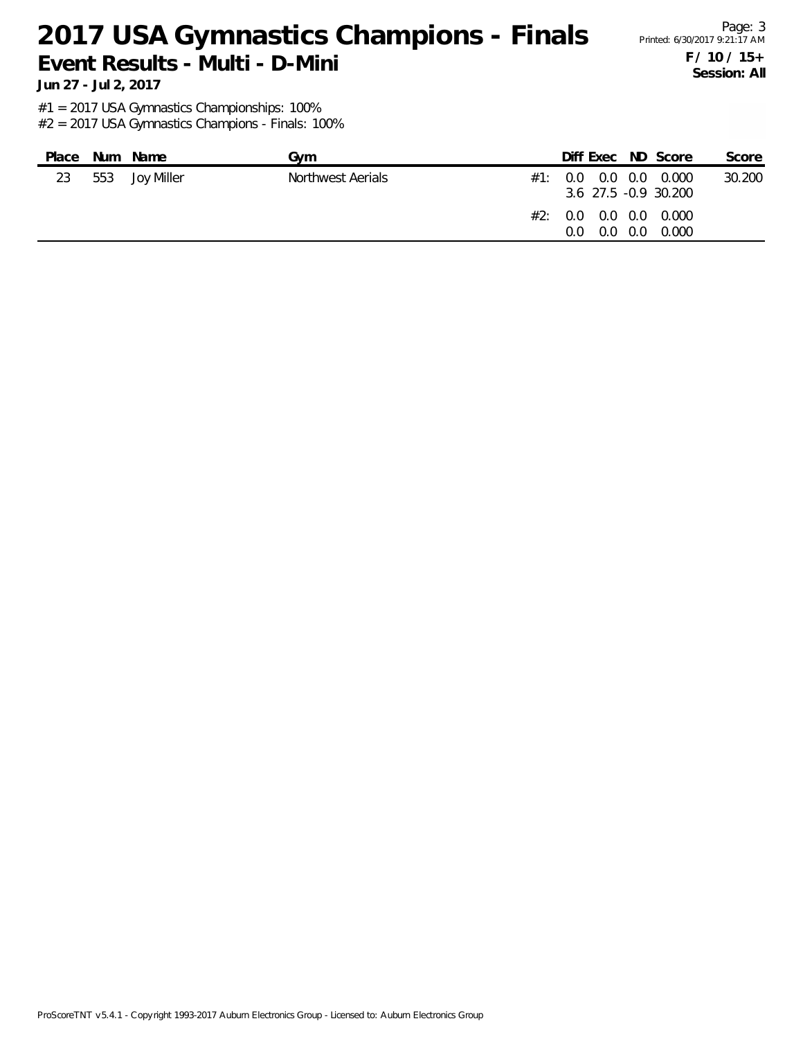# 2017 USA Gymnastics Champions - Finals

## Event Results - Multi - D-Mini

**Jun 27 - Jul 2, 2017**

**F / 10 / 15+**
**Session: All**

#1 = 2017 USA Gymnastics Championships: 100%
#2 = 2017 USA Gymnastics Champions - Finals: 100%

| Place | Num | Name | Gym | | Diff | Exec | ND | Score | Score |
|---|---|---|---|---|---|---|---|---|---|
| 23 | 553 | Joy Miller | Northwest Aerials | #1: | 0.0 | 0.0 | 0.0 | 0.000 | 30.200 |
| | | | | | 3.6 | 27.5 | -0.9 | 30.200 | |
| | | | | #2: | 0.0 | 0.0 | 0.0 | 0.000 | |
| | | | | | 0.0 | 0.0 | 0.0 | 0.000 | |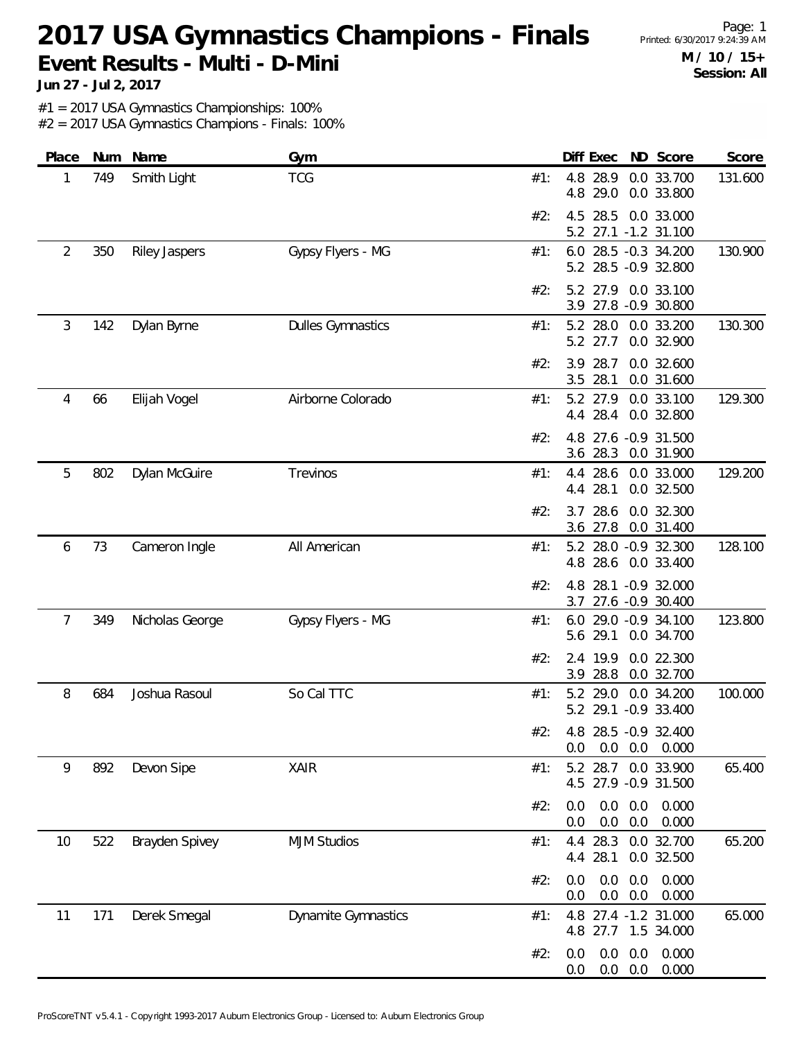# 2017 USA Gymnastics Champions - Finals

## Event Results - Multi - D-Mini

**Jun 27 - Jul 2, 2017**

**M / 10 / 15+**
**Session: All**

#1 = 2017 USA Gymnastics Championships: 100%
#2 = 2017 USA Gymnastics Champions - Finals: 100%

| Place | Num | Name | Gym | | Diff | Exec | ND | Score | Score |
|---|---|---|---|---|---|---|---|---|---|
| 1 | 749 | Smith Light | TCG | #1: | 4.8 | 28.9 | 0.0 | 33.700 | 131.600 |
| | | | | | 4.8 | 29.0 | 0.0 | 33.800 | |
| | | | | #2: | 4.5 | 28.5 | 0.0 | 33.000 | |
| | | | | | 5.2 | 27.1 | -1.2 | 31.100 | |
| 2 | 350 | Riley Jaspers | Gypsy Flyers - MG | #1: | 6.0 | 28.5 | -0.3 | 34.200 | 130.900 |
| | | | | | 5.2 | 28.5 | -0.9 | 32.800 | |
| | | | | #2: | 5.2 | 27.9 | 0.0 | 33.100 | |
| | | | | | 3.9 | 27.8 | -0.9 | 30.800 | |
| 3 | 142 | Dylan Byrne | Dulles Gymnastics | #1: | 5.2 | 28.0 | 0.0 | 33.200 | 130.300 |
| | | | | | 5.2 | 27.7 | 0.0 | 32.900 | |
| | | | | #2: | 3.9 | 28.7 | 0.0 | 32.600 | |
| | | | | | 3.5 | 28.1 | 0.0 | 31.600 | |
| 4 | 66 | Elijah Vogel | Airborne Colorado | #1: | 5.2 | 27.9 | 0.0 | 33.100 | 129.300 |
| | | | | | 4.4 | 28.4 | 0.0 | 32.800 | |
| | | | | #2: | 4.8 | 27.6 | -0.9 | 31.500 | |
| | | | | | 3.6 | 28.3 | 0.0 | 31.900 | |
| 5 | 802 | Dylan McGuire | Trevinos | #1: | 4.4 | 28.6 | 0.0 | 33.000 | 129.200 |
| | | | | | 4.4 | 28.1 | 0.0 | 32.500 | |
| | | | | #2: | 3.7 | 28.6 | 0.0 | 32.300 | |
| | | | | | 3.6 | 27.8 | 0.0 | 31.400 | |
| 6 | 73 | Cameron Ingle | All American | #1: | 5.2 | 28.0 | -0.9 | 32.300 | 128.100 |
| | | | | | 4.8 | 28.6 | 0.0 | 33.400 | |
| | | | | #2: | 4.8 | 28.1 | -0.9 | 32.000 | |
| | | | | | 3.7 | 27.6 | -0.9 | 30.400 | |
| 7 | 349 | Nicholas George | Gypsy Flyers - MG | #1: | 6.0 | 29.0 | -0.9 | 34.100 | 123.800 |
| | | | | | 5.6 | 29.1 | 0.0 | 34.700 | |
| | | | | #2: | 2.4 | 19.9 | 0.0 | 22.300 | |
| | | | | | 3.9 | 28.8 | 0.0 | 32.700 | |
| 8 | 684 | Joshua Rasoul | So Cal TTC | #1: | 5.2 | 29.0 | 0.0 | 34.200 | 100.000 |
| | | | | | 5.2 | 29.1 | -0.9 | 33.400 | |
| | | | | #2: | 4.8 | 28.5 | -0.9 | 32.400 | |
| | | | | | 0.0 | 0.0 | 0.0 | 0.000 | |
| 9 | 892 | Devon Sipe | XAIR | #1: | 5.2 | 28.7 | 0.0 | 33.900 | 65.400 |
| | | | | | 4.5 | 27.9 | -0.9 | 31.500 | |
| | | | | #2: | 0.0 | 0.0 | 0.0 | 0.000 | |
| | | | | | 0.0 | 0.0 | 0.0 | 0.000 | |
| 10 | 522 | Brayden Spivey | MJM Studios | #1: | 4.4 | 28.3 | 0.0 | 32.700 | 65.200 |
| | | | | | 4.4 | 28.1 | 0.0 | 32.500 | |
| | | | | #2: | 0.0 | 0.0 | 0.0 | 0.000 | |
| | | | | | 0.0 | 0.0 | 0.0 | 0.000 | |
| 11 | 171 | Derek Smegal | Dynamite Gymnastics | #1: | 4.8 | 27.4 | -1.2 | 31.000 | 65.000 |
| | | | | | 4.8 | 27.7 | 1.5 | 34.000 | |
| | | | | #2: | 0.0 | 0.0 | 0.0 | 0.000 | |
| | | | | | 0.0 | 0.0 | 0.0 | 0.000 | |

ProScoreTNT v5.4.1 - Copyright 1993-2017 Auburn Electronics Group - Licensed to: Auburn Electronics Group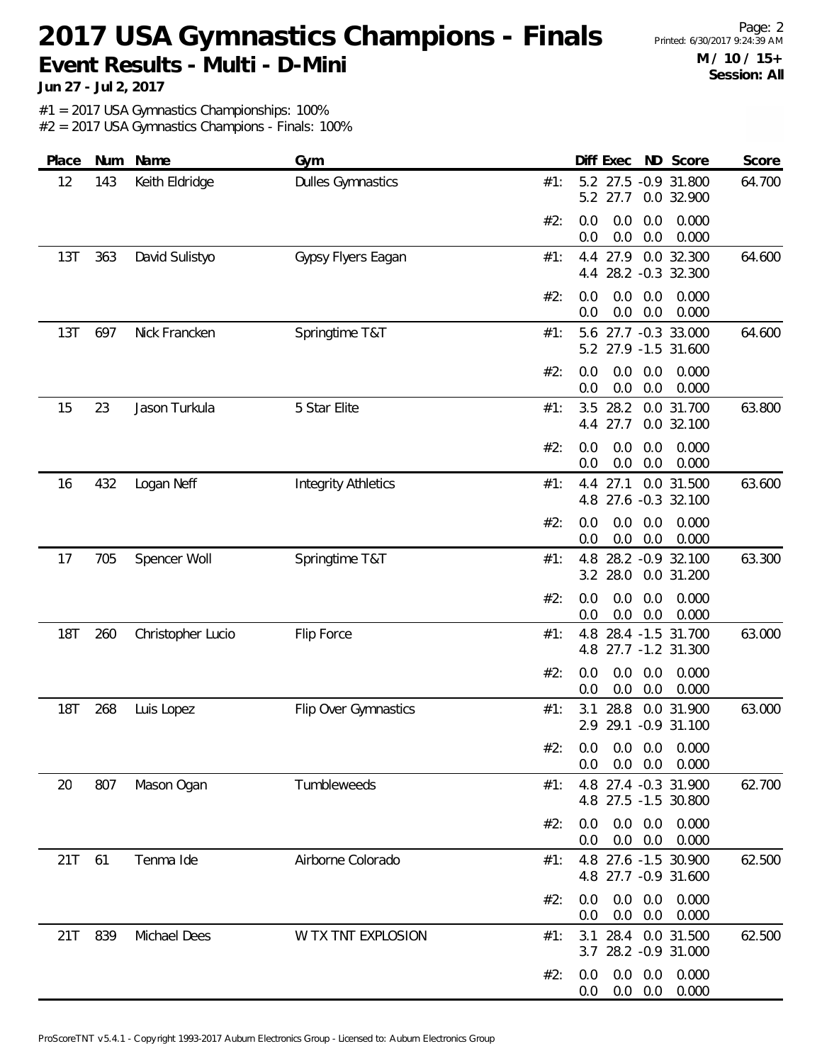# 2017 USA Gymnastics Champions - Finals

**Event Results - Multi - D-Mini**

**Jun 27 - Jul 2, 2017**

**M / 10 / 15+**
**Session: All**

#1 = 2017 USA Gymnastics Championships: 100%
#2 = 2017 USA Gymnastics Champions - Finals: 100%

| Place | Num | Name | Gym | | Diff | Exec | ND | Score | Score |
|---|---|---|---|---|---|---|---|---|---|
| 12 | 143 | Keith Eldridge | Dulles Gymnastics | #1: | 5.2 | 27.5 | -0.9 | 31.800 | 64.700 |
| | | | | | 5.2 | 27.7 | 0.0 | 32.900 | |
| | | | | #2: | 0.0 | 0.0 | 0.0 | 0.000 | |
| | | | | | 0.0 | 0.0 | 0.0 | 0.000 | |
| 13T | 363 | David Sulistyo | Gypsy Flyers Eagan | #1: | 4.4 | 27.9 | 0.0 | 32.300 | 64.600 |
| | | | | | 4.4 | 28.2 | -0.3 | 32.300 | |
| | | | | #2: | 0.0 | 0.0 | 0.0 | 0.000 | |
| | | | | | 0.0 | 0.0 | 0.0 | 0.000 | |
| 13T | 697 | Nick Francken | Springtime T&T | #1: | 5.6 | 27.7 | -0.3 | 33.000 | 64.600 |
| | | | | | 5.2 | 27.9 | -1.5 | 31.600 | |
| | | | | #2: | 0.0 | 0.0 | 0.0 | 0.000 | |
| | | | | | 0.0 | 0.0 | 0.0 | 0.000 | |
| 15 | 23 | Jason Turkula | 5 Star Elite | #1: | 3.5 | 28.2 | 0.0 | 31.700 | 63.800 |
| | | | | | 4.4 | 27.7 | 0.0 | 32.100 | |
| | | | | #2: | 0.0 | 0.0 | 0.0 | 0.000 | |
| | | | | | 0.0 | 0.0 | 0.0 | 0.000 | |
| 16 | 432 | Logan Neff | Integrity Athletics | #1: | 4.4 | 27.1 | 0.0 | 31.500 | 63.600 |
| | | | | | 4.8 | 27.6 | -0.3 | 32.100 | |
| | | | | #2: | 0.0 | 0.0 | 0.0 | 0.000 | |
| | | | | | 0.0 | 0.0 | 0.0 | 0.000 | |
| 17 | 705 | Spencer Woll | Springtime T&T | #1: | 4.8 | 28.2 | -0.9 | 32.100 | 63.300 |
| | | | | | 3.2 | 28.0 | 0.0 | 31.200 | |
| | | | | #2: | 0.0 | 0.0 | 0.0 | 0.000 | |
| | | | | | 0.0 | 0.0 | 0.0 | 0.000 | |
| 18T | 260 | Christopher Lucio | Flip Force | #1: | 4.8 | 28.4 | -1.5 | 31.700 | 63.000 |
| | | | | | 4.8 | 27.7 | -1.2 | 31.300 | |
| | | | | #2: | 0.0 | 0.0 | 0.0 | 0.000 | |
| | | | | | 0.0 | 0.0 | 0.0 | 0.000 | |
| 18T | 268 | Luis Lopez | Flip Over Gymnastics | #1: | 3.1 | 28.8 | 0.0 | 31.900 | 63.000 |
| | | | | | 2.9 | 29.1 | -0.9 | 31.100 | |
| | | | | #2: | 0.0 | 0.0 | 0.0 | 0.000 | |
| | | | | | 0.0 | 0.0 | 0.0 | 0.000 | |
| 20 | 807 | Mason Ogan | Tumbleweeds | #1: | 4.8 | 27.4 | -0.3 | 31.900 | 62.700 |
| | | | | | 4.8 | 27.5 | -1.5 | 30.800 | |
| | | | | #2: | 0.0 | 0.0 | 0.0 | 0.000 | |
| | | | | | 0.0 | 0.0 | 0.0 | 0.000 | |
| 21T | 61 | Tenma Ide | Airborne Colorado | #1: | 4.8 | 27.6 | -1.5 | 30.900 | 62.500 |
| | | | | | 4.8 | 27.7 | -0.9 | 31.600 | |
| | | | | #2: | 0.0 | 0.0 | 0.0 | 0.000 | |
| | | | | | 0.0 | 0.0 | 0.0 | 0.000 | |
| 21T | 839 | Michael Dees | W TX TNT EXPLOSION | #1: | 3.1 | 28.4 | 0.0 | 31.500 | 62.500 |
| | | | | | 3.7 | 28.2 | -0.9 | 31.000 | |
| | | | | #2: | 0.0 | 0.0 | 0.0 | 0.000 | |
| | | | | | 0.0 | 0.0 | 0.0 | 0.000 | |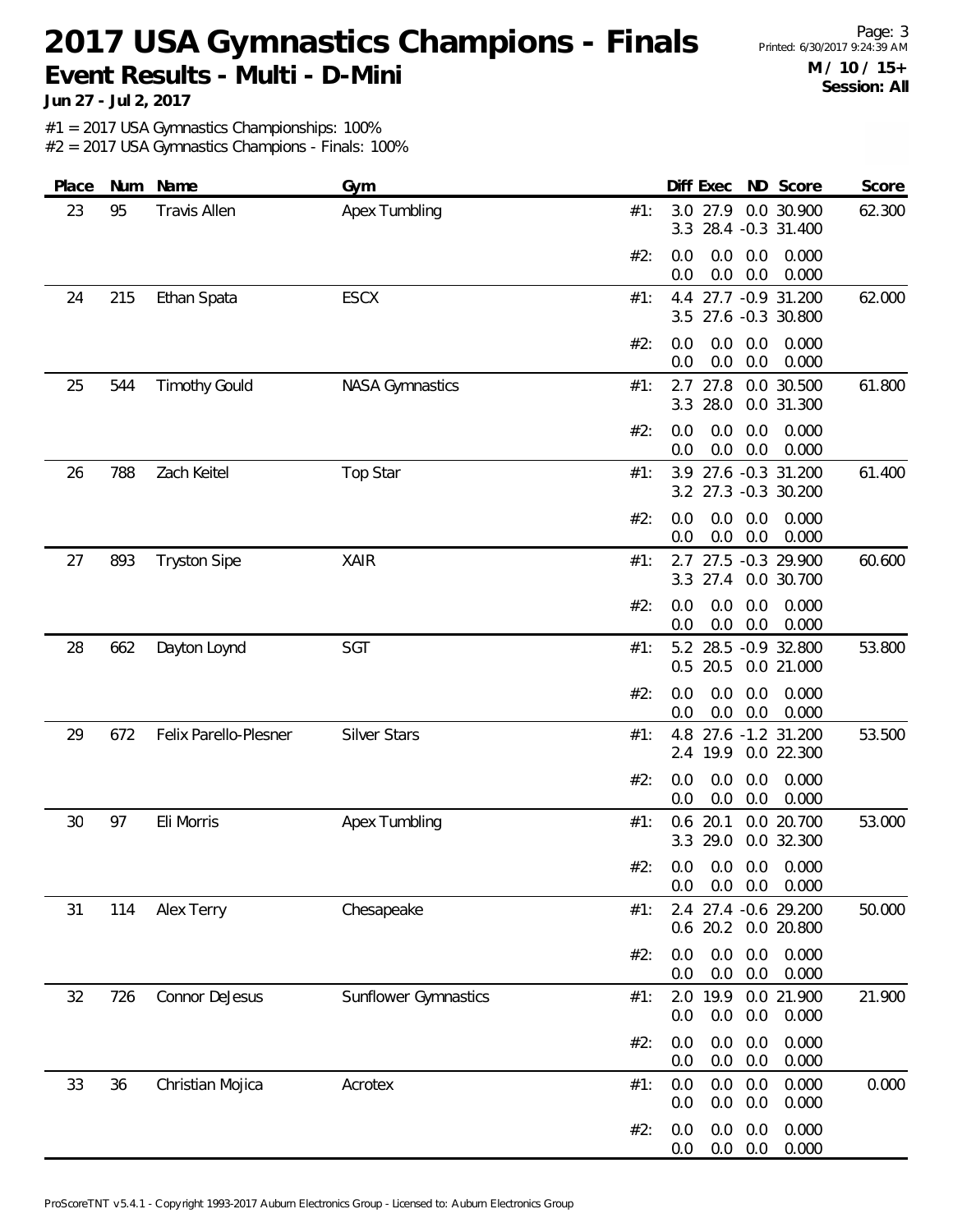# 2017 USA Gymnastics Champions - Finals

**Event Results - Multi - D-Mini**

**Jun 27 - Jul 2, 2017**

**M / 10 / 15+**
**Session: All**

#1 = 2017 USA Gymnastics Championships: 100%
#2 = 2017 USA Gymnastics Champions - Finals: 100%

| Place | Num | Name | Gym | | Diff | Exec | ND | Score | Score |
|---|---|---|---|---|---|---|---|---|---|
| 23 | 95 | Travis Allen | Apex Tumbling | #1: | 3.0 | 27.9 | 0.0 | 30.900 | 62.300 |
| | | | | | 3.3 | 28.4 | -0.3 | 31.400 | |
| | | | | #2: | 0.0 | 0.0 | 0.0 | 0.000 | |
| | | | | | 0.0 | 0.0 | 0.0 | 0.000 | |
| 24 | 215 | Ethan Spata | ESCX | #1: | 4.4 | 27.7 | -0.9 | 31.200 | 62.000 |
| | | | | | 3.5 | 27.6 | -0.3 | 30.800 | |
| | | | | #2: | 0.0 | 0.0 | 0.0 | 0.000 | |
| | | | | | 0.0 | 0.0 | 0.0 | 0.000 | |
| 25 | 544 | Timothy Gould | NASA Gymnastics | #1: | 2.7 | 27.8 | 0.0 | 30.500 | 61.800 |
| | | | | | 3.3 | 28.0 | 0.0 | 31.300 | |
| | | | | #2: | 0.0 | 0.0 | 0.0 | 0.000 | |
| | | | | | 0.0 | 0.0 | 0.0 | 0.000 | |
| 26 | 788 | Zach Keitel | Top Star | #1: | 3.9 | 27.6 | -0.3 | 31.200 | 61.400 |
| | | | | | 3.2 | 27.3 | -0.3 | 30.200 | |
| | | | | #2: | 0.0 | 0.0 | 0.0 | 0.000 | |
| | | | | | 0.0 | 0.0 | 0.0 | 0.000 | |
| 27 | 893 | Tryston Sipe | XAIR | #1: | 2.7 | 27.5 | -0.3 | 29.900 | 60.600 |
| | | | | | 3.3 | 27.4 | 0.0 | 30.700 | |
| | | | | #2: | 0.0 | 0.0 | 0.0 | 0.000 | |
| | | | | | 0.0 | 0.0 | 0.0 | 0.000 | |
| 28 | 662 | Dayton Loynd | SGT | #1: | 5.2 | 28.5 | -0.9 | 32.800 | 53.800 |
| | | | | | 0.5 | 20.5 | 0.0 | 21.000 | |
| | | | | #2: | 0.0 | 0.0 | 0.0 | 0.000 | |
| | | | | | 0.0 | 0.0 | 0.0 | 0.000 | |
| 29 | 672 | Felix Parello-Plesner | Silver Stars | #1: | 4.8 | 27.6 | -1.2 | 31.200 | 53.500 |
| | | | | | 2.4 | 19.9 | 0.0 | 22.300 | |
| | | | | #2: | 0.0 | 0.0 | 0.0 | 0.000 | |
| | | | | | 0.0 | 0.0 | 0.0 | 0.000 | |
| 30 | 97 | Eli Morris | Apex Tumbling | #1: | 0.6 | 20.1 | 0.0 | 20.700 | 53.000 |
| | | | | | 3.3 | 29.0 | 0.0 | 32.300 | |
| | | | | #2: | 0.0 | 0.0 | 0.0 | 0.000 | |
| | | | | | 0.0 | 0.0 | 0.0 | 0.000 | |
| 31 | 114 | Alex Terry | Chesapeake | #1: | 2.4 | 27.4 | -0.6 | 29.200 | 50.000 |
| | | | | | 0.6 | 20.2 | 0.0 | 20.800 | |
| | | | | #2: | 0.0 | 0.0 | 0.0 | 0.000 | |
| | | | | | 0.0 | 0.0 | 0.0 | 0.000 | |
| 32 | 726 | Connor DeJesus | Sunflower Gymnastics | #1: | 2.0 | 19.9 | 0.0 | 21.900 | 21.900 |
| | | | | | 0.0 | 0.0 | 0.0 | 0.000 | |
| | | | | #2: | 0.0 | 0.0 | 0.0 | 0.000 | |
| | | | | | 0.0 | 0.0 | 0.0 | 0.000 | |
| 33 | 36 | Christian Mojica | Acrotex | #1: | 0.0 | 0.0 | 0.0 | 0.000 | 0.000 |
| | | | | | 0.0 | 0.0 | 0.0 | 0.000 | |
| | | | | #2: | 0.0 | 0.0 | 0.0 | 0.000 | |
| | | | | | 0.0 | 0.0 | 0.0 | 0.000 | |